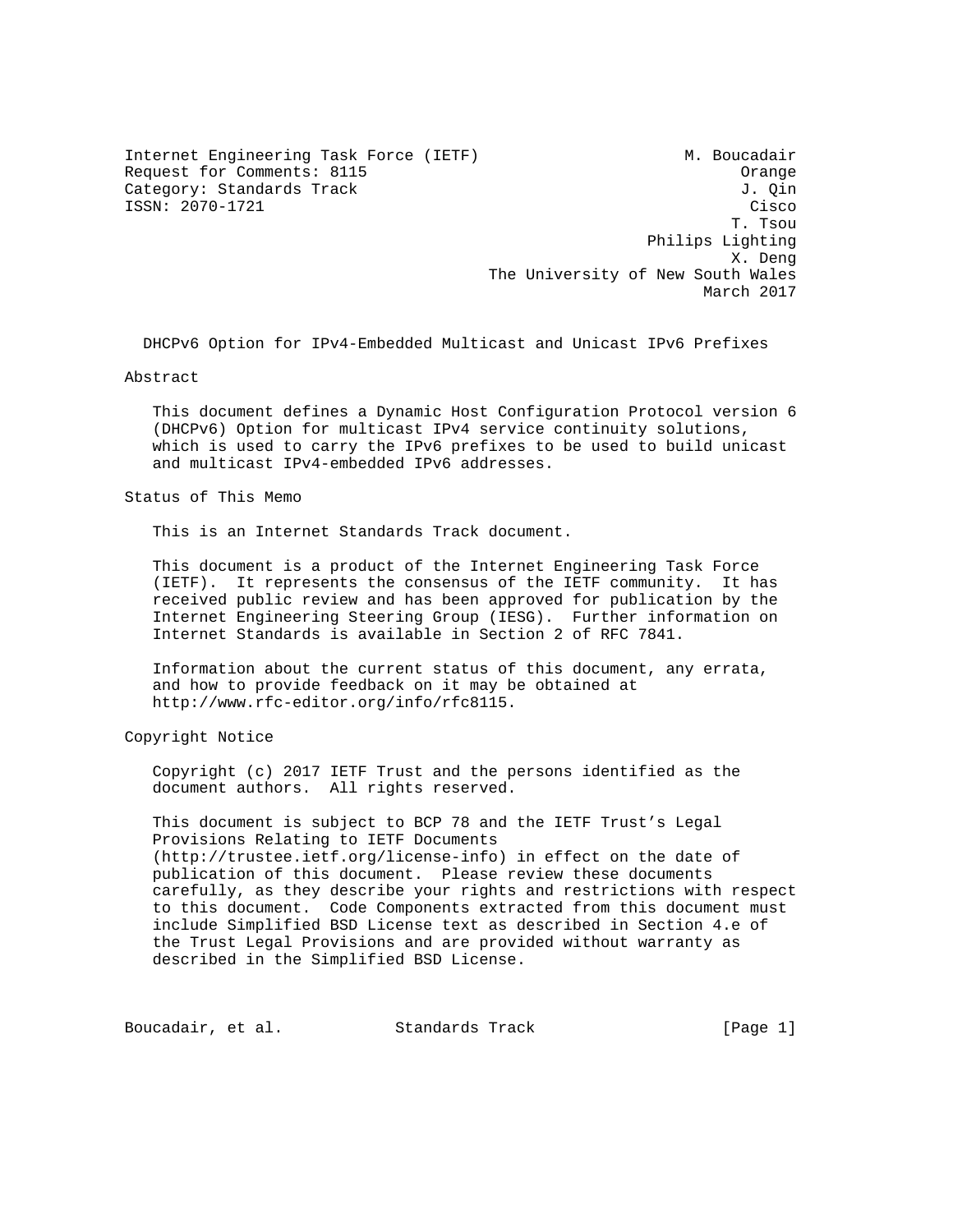Internet Engineering Task Force (IETF) M. Boucadair
Request for Comments: 8115 Orange
Category: Standards Track J. Qin
ISSN: 2070-1721 Cisco
T. Tsou
Philips Lighting
X. Deng
The University of New South Wales
March 2017

# DHCPv6 Option for IPv4-Embedded Multicast and Unicast IPv6 Prefixes

## Abstract

This document defines a Dynamic Host Configuration Protocol version 6 (DHCPv6) Option for multicast IPv4 service continuity solutions, which is used to carry the IPv6 prefixes to be used to build unicast and multicast IPv4-embedded IPv6 addresses.

## Status of This Memo

This is an Internet Standards Track document.

This document is a product of the Internet Engineering Task Force (IETF). It represents the consensus of the IETF community. It has received public review and has been approved for publication by the Internet Engineering Steering Group (IESG). Further information on Internet Standards is available in Section 2 of RFC 7841.

Information about the current status of this document, any errata, and how to provide feedback on it may be obtained at http://www.rfc-editor.org/info/rfc8115.

## Copyright Notice

Copyright (c) 2017 IETF Trust and the persons identified as the document authors. All rights reserved.

This document is subject to BCP 78 and the IETF Trust's Legal Provisions Relating to IETF Documents (http://trustee.ietf.org/license-info) in effect on the date of publication of this document. Please review these documents carefully, as they describe your rights and restrictions with respect to this document. Code Components extracted from this document must include Simplified BSD License text as described in Section 4.e of the Trust Legal Provisions and are provided without warranty as described in the Simplified BSD License.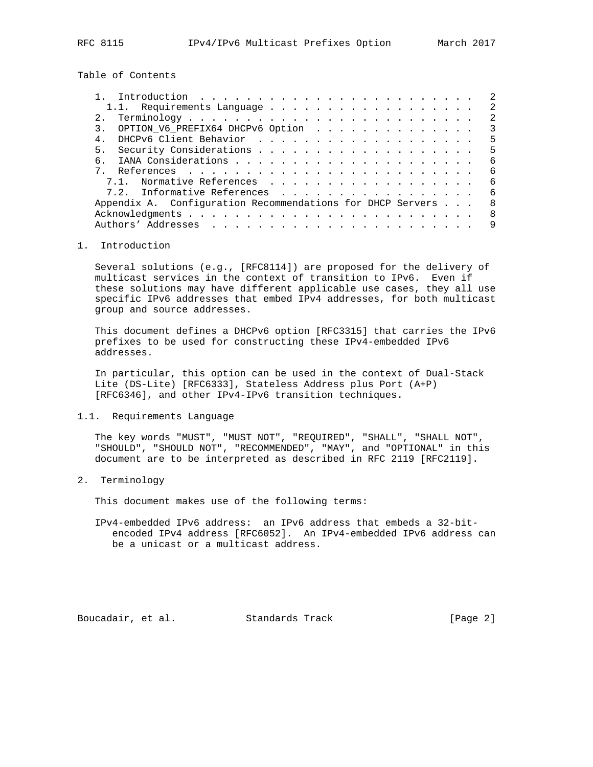Table of Contents

```
   1.  Introduction  . . . . . . . . . . . . . . . . . . . . . . . .   2
     1.1.  Requirements Language . . . . . . . . . . . . . . . . . . .   2
   2.  Terminology . . . . . . . . . . . . . . . . . . . . . . . . .   2
   3.  OPTION_V6_PREFIX64 DHCPv6 Option  . . . . . . . . . . . . . .   3
   4.  DHCPv6 Client Behavior  . . . . . . . . . . . . . . . . . . .   5
   5.  Security Considerations . . . . . . . . . . . . . . . . . . .   5
   6.  IANA Considerations . . . . . . . . . . . . . . . . . . . . .   6
   7.  References  . . . . . . . . . . . . . . . . . . . . . . . . .   6
     7.1.  Normative References  . . . . . . . . . . . . . . . . . .   6
     7.2.  Informative References  . . . . . . . . . . . . . . . . .   6
   Appendix A.  Configuration Recommendations for DHCP Servers . . .   8
   Acknowledgments . . . . . . . . . . . . . . . . . . . . . . . . .   8
   Authors' Addresses  . . . . . . . . . . . . . . . . . . . . . . .   9
```

# 1. Introduction

Several solutions (e.g., [RFC8114]) are proposed for the delivery of multicast services in the context of transition to IPv6. Even if these solutions may have different applicable use cases, they all use specific IPv6 addresses that embed IPv4 addresses, for both multicast group and source addresses.

This document defines a DHCPv6 option [RFC3315] that carries the IPv6 prefixes to be used for constructing these IPv4-embedded IPv6 addresses.

In particular, this option can be used in the context of Dual-Stack Lite (DS-Lite) [RFC6333], Stateless Address plus Port (A+P) [RFC6346], and other IPv4-IPv6 transition techniques.

## 1.1. Requirements Language

The key words "MUST", "MUST NOT", "REQUIRED", "SHALL", "SHALL NOT", "SHOULD", "SHOULD NOT", "RECOMMENDED", "MAY", and "OPTIONAL" in this document are to be interpreted as described in RFC 2119 [RFC2119].

# 2. Terminology

This document makes use of the following terms:

IPv4-embedded IPv6 address: an IPv6 address that embeds a 32-bit-encoded IPv4 address [RFC6052]. An IPv4-embedded IPv6 address can be a unicast or a multicast address.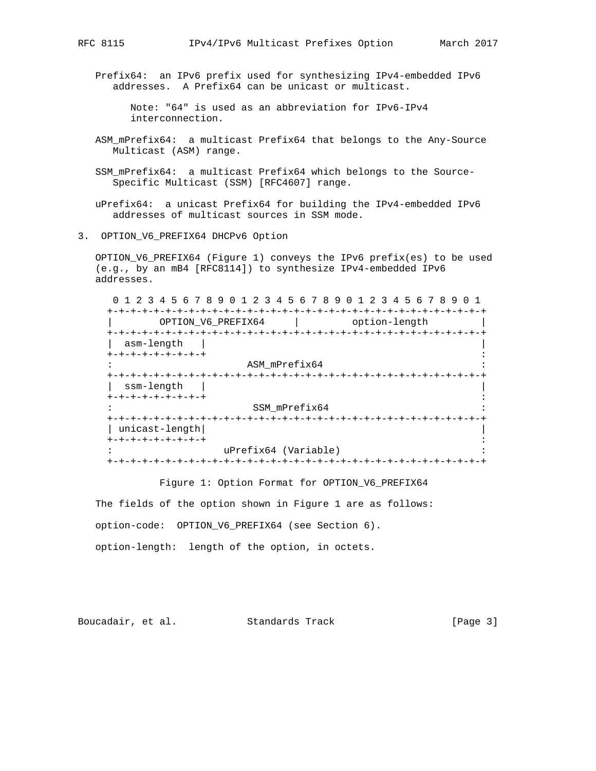Prefix64: an IPv6 prefix used for synthesizing IPv4-embedded IPv6 addresses. A Prefix64 can be unicast or multicast.

> Note: "64" is used as an abbreviation for IPv6-IPv4 interconnection.

ASM_mPrefix64: a multicast Prefix64 that belongs to the Any-Source Multicast (ASM) range.

SSM_mPrefix64: a multicast Prefix64 which belongs to the Source-Specific Multicast (SSM) [RFC4607] range.

uPrefix64: a unicast Prefix64 for building the IPv4-embedded IPv6 addresses of multicast sources in SSM mode.

## 3. OPTION_V6_PREFIX64 DHCPv6 Option

OPTION_V6_PREFIX64 (Figure 1) conveys the IPv6 prefix(es) to be used (e.g., by an mB4 [RFC8114]) to synthesize IPv4-embedded IPv6 addresses.

```
 0 1 2 3 4 5 6 7 8 9 0 1 2 3 4 5 6 7 8 9 0 1 2 3 4 5 6 7 8 9 0 1
+-+-+-+-+-+-+-+-+-+-+-+-+-+-+-+-+-+-+-+-+-+-+-+-+-+-+-+-+-+-+-+-+
|        OPTION_V6_PREFIX64     |         option-length         |
+-+-+-+-+-+-+-+-+-+-+-+-+-+-+-+-+-+-+-+-+-+-+-+-+-+-+-+-+-+-+-+-+
|  asm-length   |                                               |
+-+-+-+-+-+-+-+-+                                               :
:                      ASM_mPrefix64                            :
+-+-+-+-+-+-+-+-+-+-+-+-+-+-+-+-+-+-+-+-+-+-+-+-+-+-+-+-+-+-+-+-+
|  ssm-length   |                                               |
+-+-+-+-+-+-+-+-+                                               :
:                       SSM_mPrefix64                           :
+-+-+-+-+-+-+-+-+-+-+-+-+-+-+-+-+-+-+-+-+-+-+-+-+-+-+-+-+-+-+-+-+
| unicast-length|                                               |
+-+-+-+-+-+-+-+-+                                               :
:                   uPrefix64 (Variable)                        :
+-+-+-+-+-+-+-+-+-+-+-+-+-+-+-+-+-+-+-+-+-+-+-+-+-+-+-+-+-+-+-+-+
```

Figure 1: Option Format for OPTION_V6_PREFIX64

The fields of the option shown in Figure 1 are as follows:

option-code: OPTION_V6_PREFIX64 (see Section 6).

option-length: length of the option, in octets.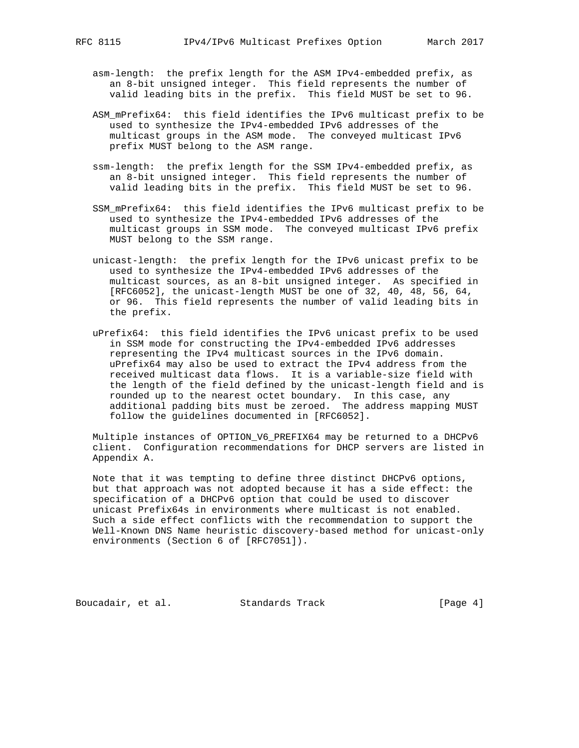asm-length: the prefix length for the ASM IPv4-embedded prefix, as an 8-bit unsigned integer. This field represents the number of valid leading bits in the prefix. This field MUST be set to 96.

ASM_mPrefix64: this field identifies the IPv6 multicast prefix to be used to synthesize the IPv4-embedded IPv6 addresses of the multicast groups in the ASM mode. The conveyed multicast IPv6 prefix MUST belong to the ASM range.

ssm-length: the prefix length for the SSM IPv4-embedded prefix, as an 8-bit unsigned integer. This field represents the number of valid leading bits in the prefix. This field MUST be set to 96.

SSM_mPrefix64: this field identifies the IPv6 multicast prefix to be used to synthesize the IPv4-embedded IPv6 addresses of the multicast groups in SSM mode. The conveyed multicast IPv6 prefix MUST belong to the SSM range.

unicast-length: the prefix length for the IPv6 unicast prefix to be used to synthesize the IPv4-embedded IPv6 addresses of the multicast sources, as an 8-bit unsigned integer. As specified in [RFC6052], the unicast-length MUST be one of 32, 40, 48, 56, 64, or 96. This field represents the number of valid leading bits in the prefix.

uPrefix64: this field identifies the IPv6 unicast prefix to be used in SSM mode for constructing the IPv4-embedded IPv6 addresses representing the IPv4 multicast sources in the IPv6 domain. uPrefix64 may also be used to extract the IPv4 address from the received multicast data flows. It is a variable-size field with the length of the field defined by the unicast-length field and is rounded up to the nearest octet boundary. In this case, any additional padding bits must be zeroed. The address mapping MUST follow the guidelines documented in [RFC6052].

Multiple instances of OPTION_V6_PREFIX64 may be returned to a DHCPv6 client. Configuration recommendations for DHCP servers are listed in Appendix A.

Note that it was tempting to define three distinct DHCPv6 options, but that approach was not adopted because it has a side effect: the specification of a DHCPv6 option that could be used to discover unicast Prefix64s in environments where multicast is not enabled. Such a side effect conflicts with the recommendation to support the Well-Known DNS Name heuristic discovery-based method for unicast-only environments (Section 6 of [RFC7051]).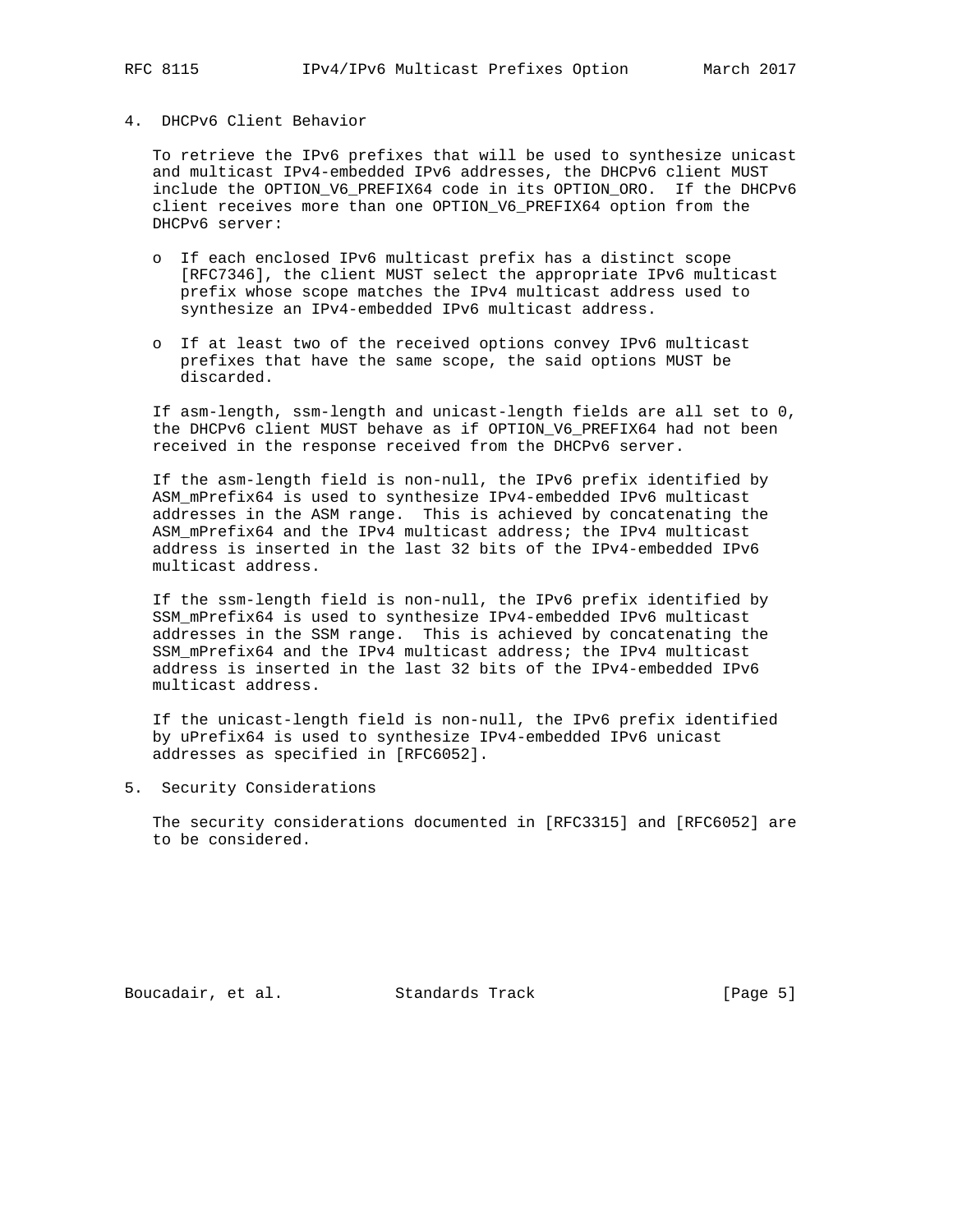## 4. DHCPv6 Client Behavior

To retrieve the IPv6 prefixes that will be used to synthesize unicast and multicast IPv4-embedded IPv6 addresses, the DHCPv6 client MUST include the OPTION_V6_PREFIX64 code in its OPTION_ORO. If the DHCPv6 client receives more than one OPTION_V6_PREFIX64 option from the DHCPv6 server:

- If each enclosed IPv6 multicast prefix has a distinct scope [RFC7346], the client MUST select the appropriate IPv6 multicast prefix whose scope matches the IPv4 multicast address used to synthesize an IPv4-embedded IPv6 multicast address.
- If at least two of the received options convey IPv6 multicast prefixes that have the same scope, the said options MUST be discarded.

If asm-length, ssm-length and unicast-length fields are all set to 0, the DHCPv6 client MUST behave as if OPTION_V6_PREFIX64 had not been received in the response received from the DHCPv6 server.

If the asm-length field is non-null, the IPv6 prefix identified by ASM_mPrefix64 is used to synthesize IPv4-embedded IPv6 multicast addresses in the ASM range. This is achieved by concatenating the ASM_mPrefix64 and the IPv4 multicast address; the IPv4 multicast address is inserted in the last 32 bits of the IPv4-embedded IPv6 multicast address.

If the ssm-length field is non-null, the IPv6 prefix identified by SSM_mPrefix64 is used to synthesize IPv4-embedded IPv6 multicast addresses in the SSM range. This is achieved by concatenating the SSM_mPrefix64 and the IPv4 multicast address; the IPv4 multicast address is inserted in the last 32 bits of the IPv4-embedded IPv6 multicast address.

If the unicast-length field is non-null, the IPv6 prefix identified by uPrefix64 is used to synthesize IPv4-embedded IPv6 unicast addresses as specified in [RFC6052].

## 5. Security Considerations

The security considerations documented in [RFC3315] and [RFC6052] are to be considered.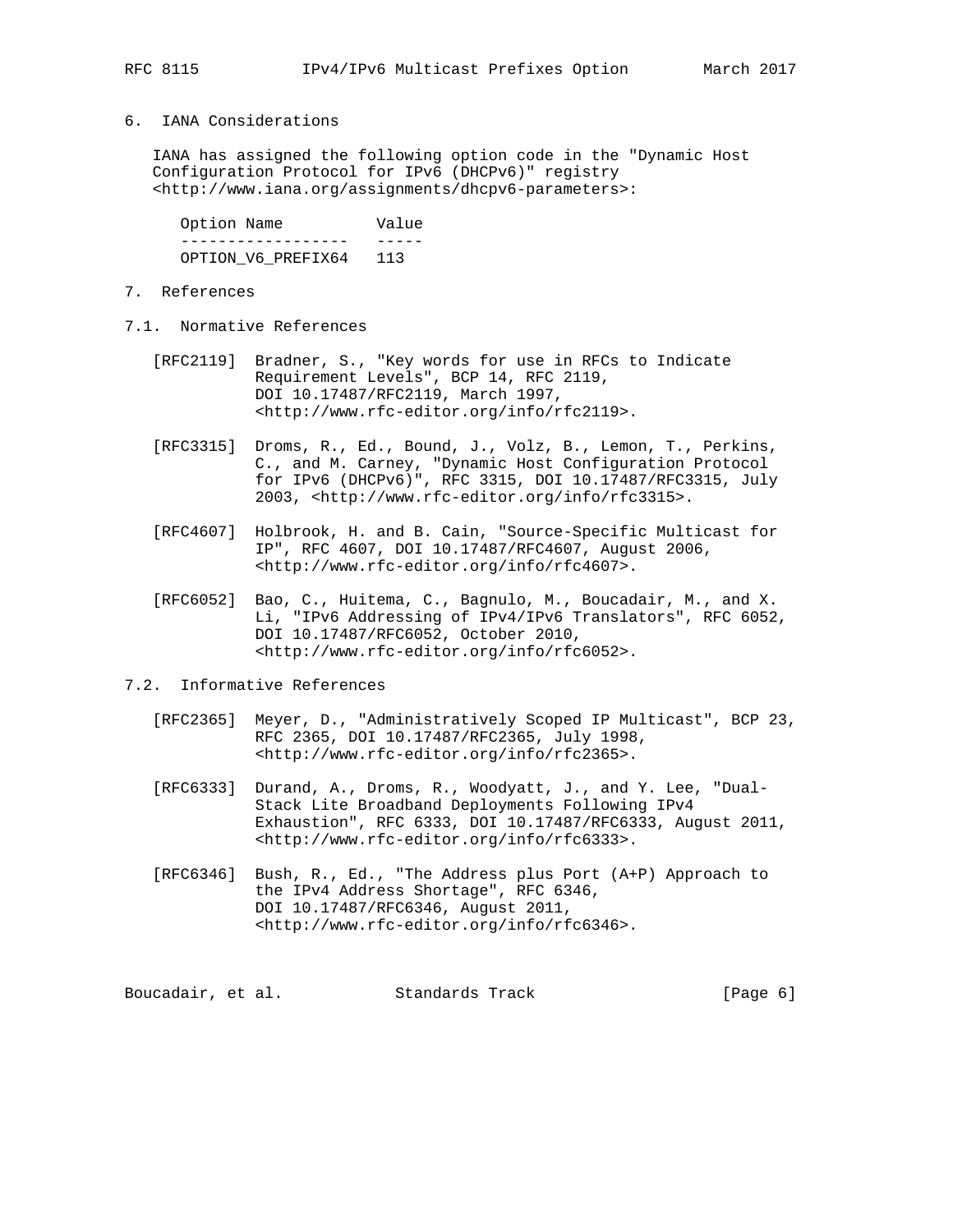## 6. IANA Considerations

IANA has assigned the following option code in the "Dynamic Host Configuration Protocol for IPv6 (DHCPv6)" registry <http://www.iana.org/assignments/dhcpv6-parameters>:

| Option Name | Value |
|---|---|
| OPTION_V6_PREFIX64 | 113 |

## 7. References

### 7.1. Normative References

[RFC2119] Bradner, S., "Key words for use in RFCs to Indicate Requirement Levels", BCP 14, RFC 2119, DOI 10.17487/RFC2119, March 1997, <http://www.rfc-editor.org/info/rfc2119>.

[RFC3315] Droms, R., Ed., Bound, J., Volz, B., Lemon, T., Perkins, C., and M. Carney, "Dynamic Host Configuration Protocol for IPv6 (DHCPv6)", RFC 3315, DOI 10.17487/RFC3315, July 2003, <http://www.rfc-editor.org/info/rfc3315>.

[RFC4607] Holbrook, H. and B. Cain, "Source-Specific Multicast for IP", RFC 4607, DOI 10.17487/RFC4607, August 2006, <http://www.rfc-editor.org/info/rfc4607>.

[RFC6052] Bao, C., Huitema, C., Bagnulo, M., Boucadair, M., and X. Li, "IPv6 Addressing of IPv4/IPv6 Translators", RFC 6052, DOI 10.17487/RFC6052, October 2010, <http://www.rfc-editor.org/info/rfc6052>.

### 7.2. Informative References

[RFC2365] Meyer, D., "Administratively Scoped IP Multicast", BCP 23, RFC 2365, DOI 10.17487/RFC2365, July 1998, <http://www.rfc-editor.org/info/rfc2365>.

[RFC6333] Durand, A., Droms, R., Woodyatt, J., and Y. Lee, "Dual-Stack Lite Broadband Deployments Following IPv4 Exhaustion", RFC 6333, DOI 10.17487/RFC6333, August 2011, <http://www.rfc-editor.org/info/rfc6333>.

[RFC6346] Bush, R., Ed., "The Address plus Port (A+P) Approach to the IPv4 Address Shortage", RFC 6346, DOI 10.17487/RFC6346, August 2011, <http://www.rfc-editor.org/info/rfc6346>.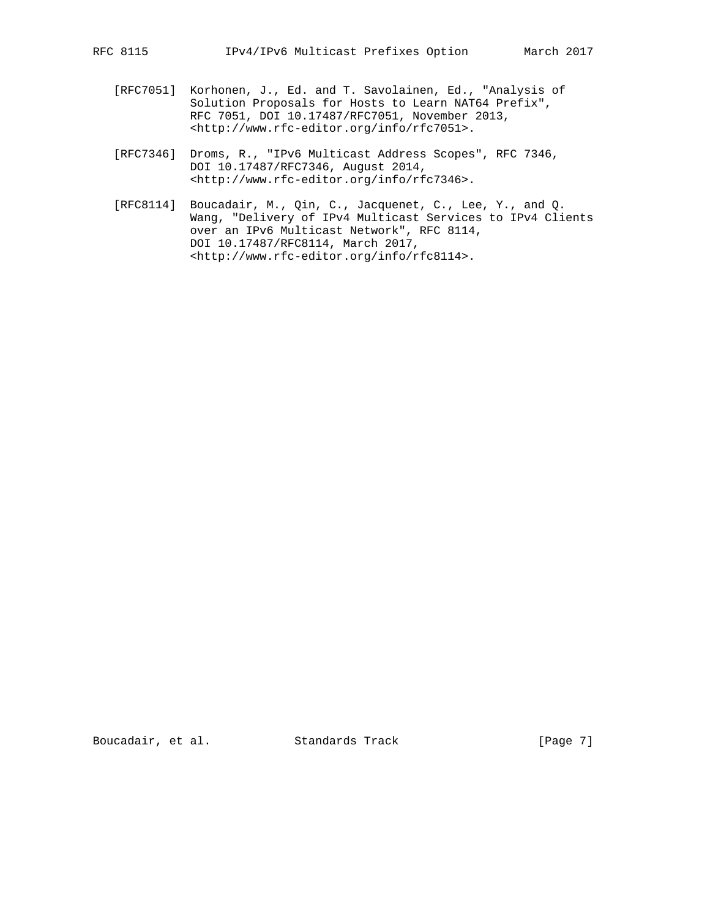[RFC7051] Korhonen, J., Ed. and T. Savolainen, Ed., "Analysis of Solution Proposals for Hosts to Learn NAT64 Prefix", RFC 7051, DOI 10.17487/RFC7051, November 2013, <http://www.rfc-editor.org/info/rfc7051>.

[RFC7346] Droms, R., "IPv6 Multicast Address Scopes", RFC 7346, DOI 10.17487/RFC7346, August 2014, <http://www.rfc-editor.org/info/rfc7346>.

[RFC8114] Boucadair, M., Qin, C., Jacquenet, C., Lee, Y., and Q. Wang, "Delivery of IPv4 Multicast Services to IPv4 Clients over an IPv6 Multicast Network", RFC 8114, DOI 10.17487/RFC8114, March 2017, <http://www.rfc-editor.org/info/rfc8114>.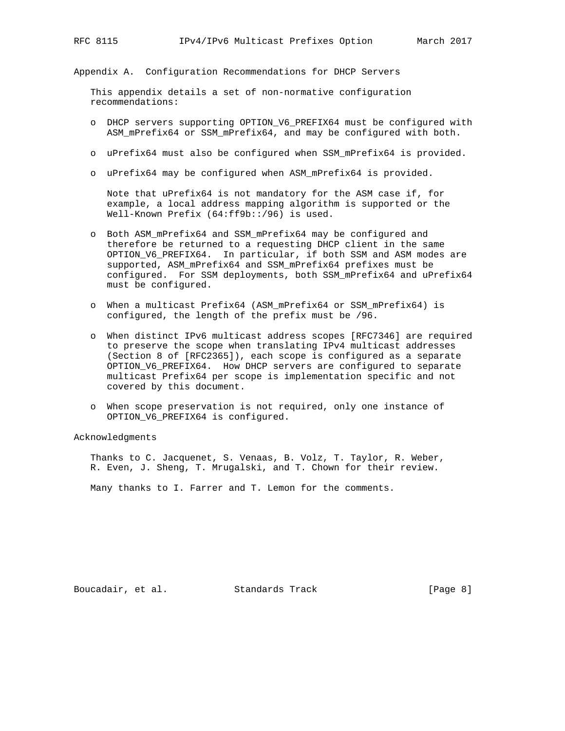## Appendix A. Configuration Recommendations for DHCP Servers

This appendix details a set of non-normative configuration recommendations:

- DHCP servers supporting OPTION_V6_PREFIX64 must be configured with ASM_mPrefix64 or SSM_mPrefix64, and may be configured with both.

- uPrefix64 must also be configured when SSM_mPrefix64 is provided.

- uPrefix64 may be configured when ASM_mPrefix64 is provided.

  Note that uPrefix64 is not mandatory for the ASM case if, for example, a local address mapping algorithm is supported or the Well-Known Prefix (64:ff9b::/96) is used.

- Both ASM_mPrefix64 and SSM_mPrefix64 may be configured and therefore be returned to a requesting DHCP client in the same OPTION_V6_PREFIX64. In particular, if both SSM and ASM modes are supported, ASM_mPrefix64 and SSM_mPrefix64 prefixes must be configured. For SSM deployments, both SSM_mPrefix64 and uPrefix64 must be configured.

- When a multicast Prefix64 (ASM_mPrefix64 or SSM_mPrefix64) is configured, the length of the prefix must be /96.

- When distinct IPv6 multicast address scopes [RFC7346] are required to preserve the scope when translating IPv4 multicast addresses (Section 8 of [RFC2365]), each scope is configured as a separate OPTION_V6_PREFIX64. How DHCP servers are configured to separate multicast Prefix64 per scope is implementation specific and not covered by this document.

- When scope preservation is not required, only one instance of OPTION_V6_PREFIX64 is configured.

## Acknowledgments

Thanks to C. Jacquenet, S. Venaas, B. Volz, T. Taylor, R. Weber, R. Even, J. Sheng, T. Mrugalski, and T. Chown for their review.

Many thanks to I. Farrer and T. Lemon for the comments.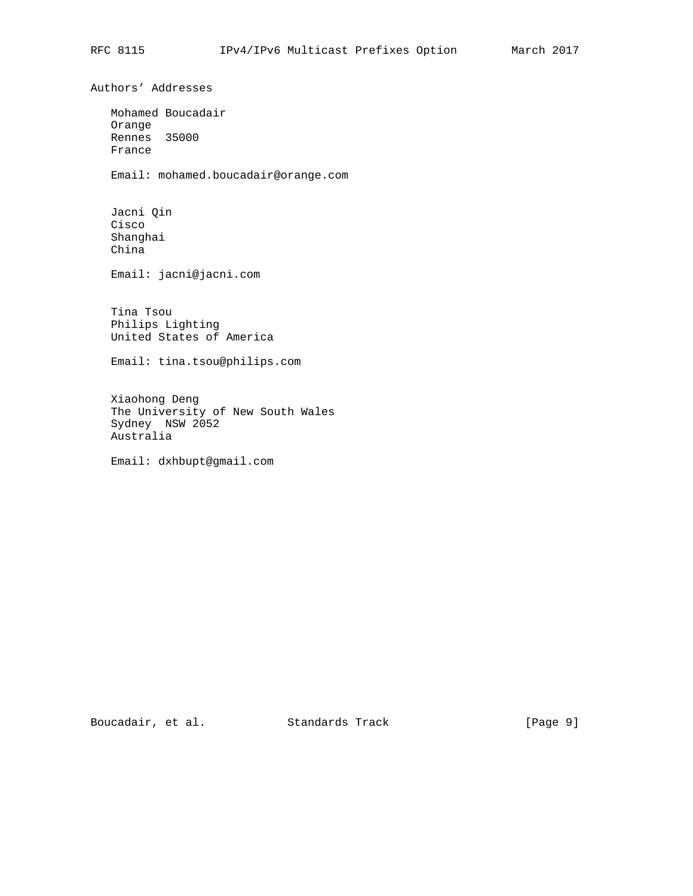# Authors' Addresses

Mohamed Boucadair
Orange
Rennes  35000
France

Email: mohamed.boucadair@orange.com

Jacni Qin
Cisco
Shanghai
China

Email: jacni@jacni.com

Tina Tsou
Philips Lighting
United States of America

Email: tina.tsou@philips.com

Xiaohong Deng
The University of New South Wales
Sydney  NSW 2052
Australia

Email: dxhbupt@gmail.com